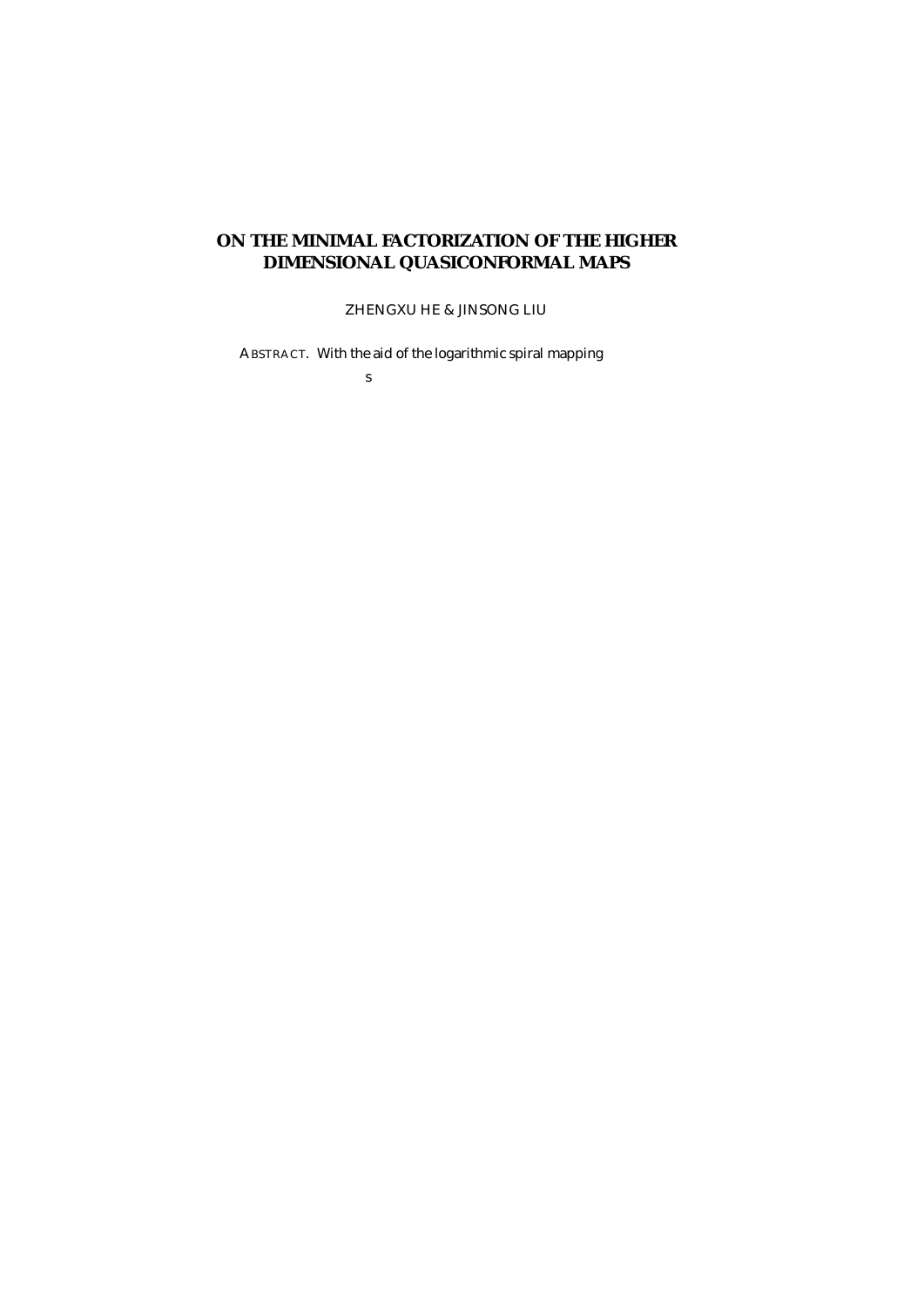# ON THE MINIMAL FACTORIZATION OF THE HIGHER DIMENSIONAL QUASICONFORMAL MAPS

ZHENGXU HE & JINSONG LIU

ABSTRACT. With the aid of the logarithmic spiral mapping

s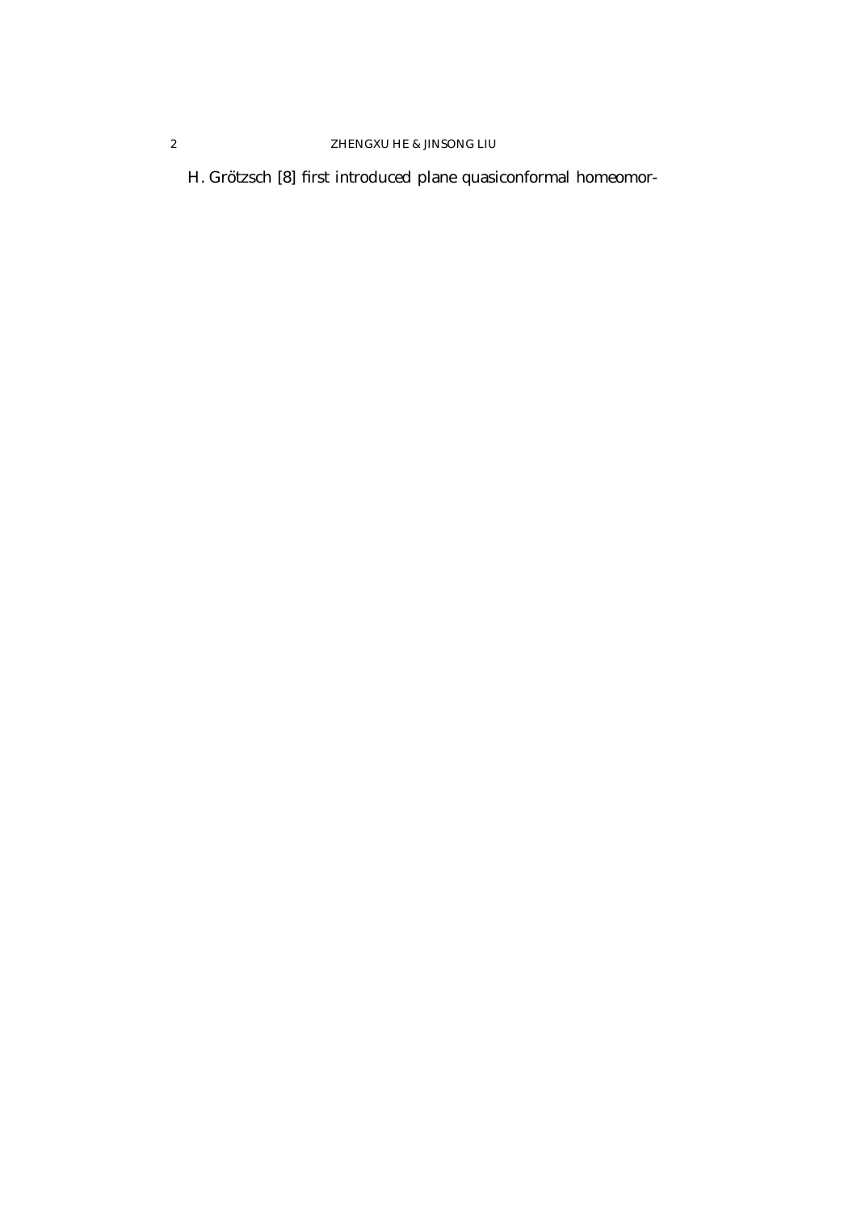H. Grötzsch [8] first introduced plane quasiconformal homeomor-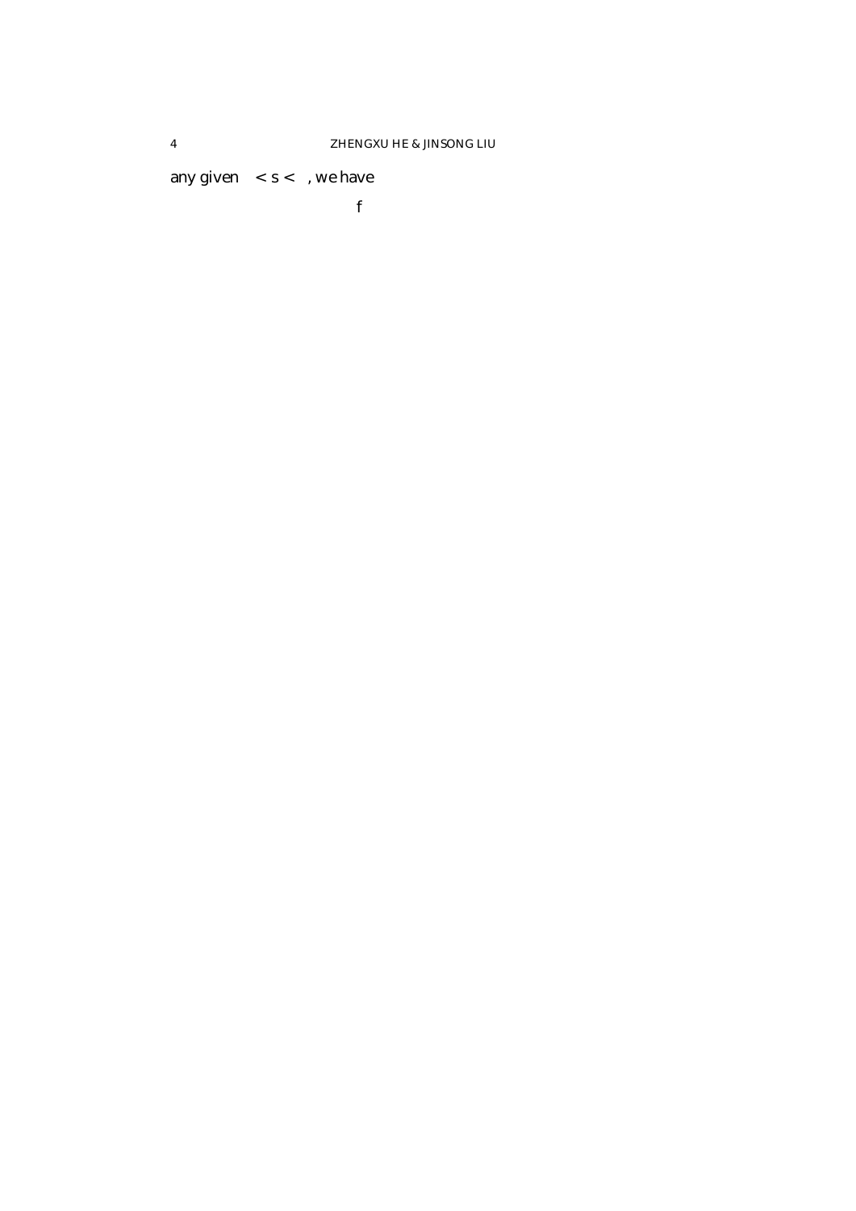any given $< s <$ , we have

$$f$$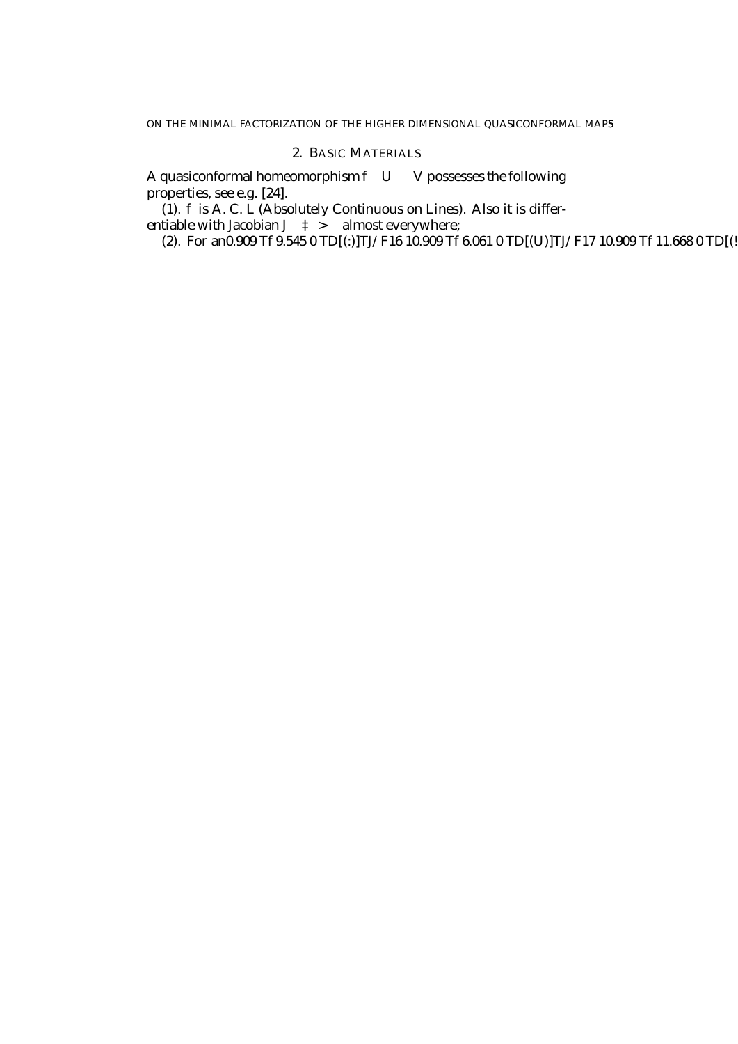## 2. BASIC MATERIALS

A quasiconformal homeomorphism $f \quad U \quad V$ possesses the following properties, see e.g. [24].

(1). $f$ is A. C. L (Absolutely Continuous on Lines). Also it is differentiable with Jacobian $J \quad \ddagger \; > \;$ almost everywhere;

(2). For an0.909 Tf 9.545 0 TD[(:)]TJ/F16 10.909 Tf 6.061 0 TD[(U)]TJ/F17 10.909 Tf 11.668 0 TD[(!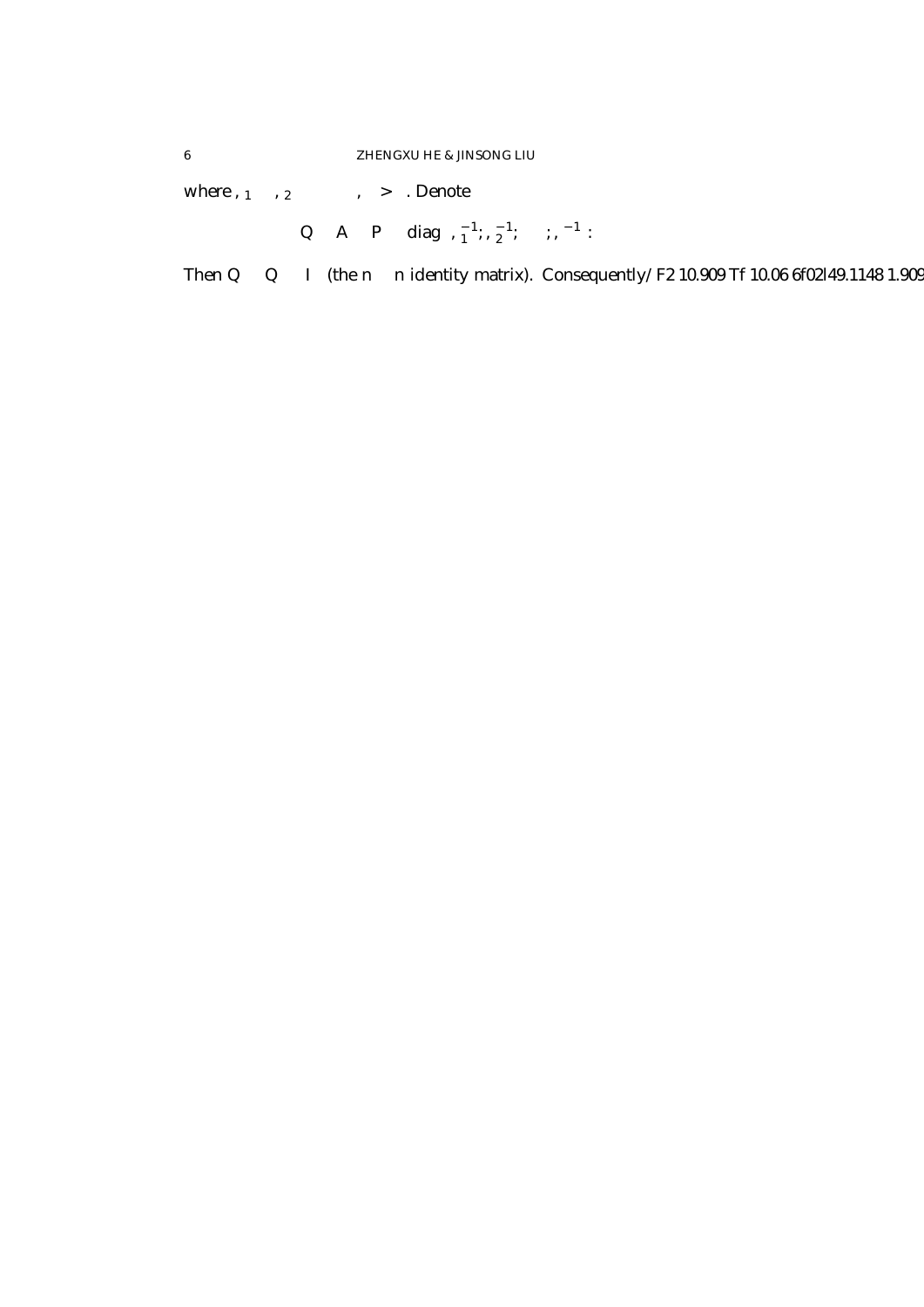where , 1 , 2 , > . Denote

$$Q \quad A \quad P \quad \mathrm{diag} \; ,_1^{-1}; ,_2^{-1}; \quad ; , ^{-1} :$$

Then Q Q I (the n n identity matrix). Consequently/F2 10.909 Tf 10.06 6f02l49.1148 1.909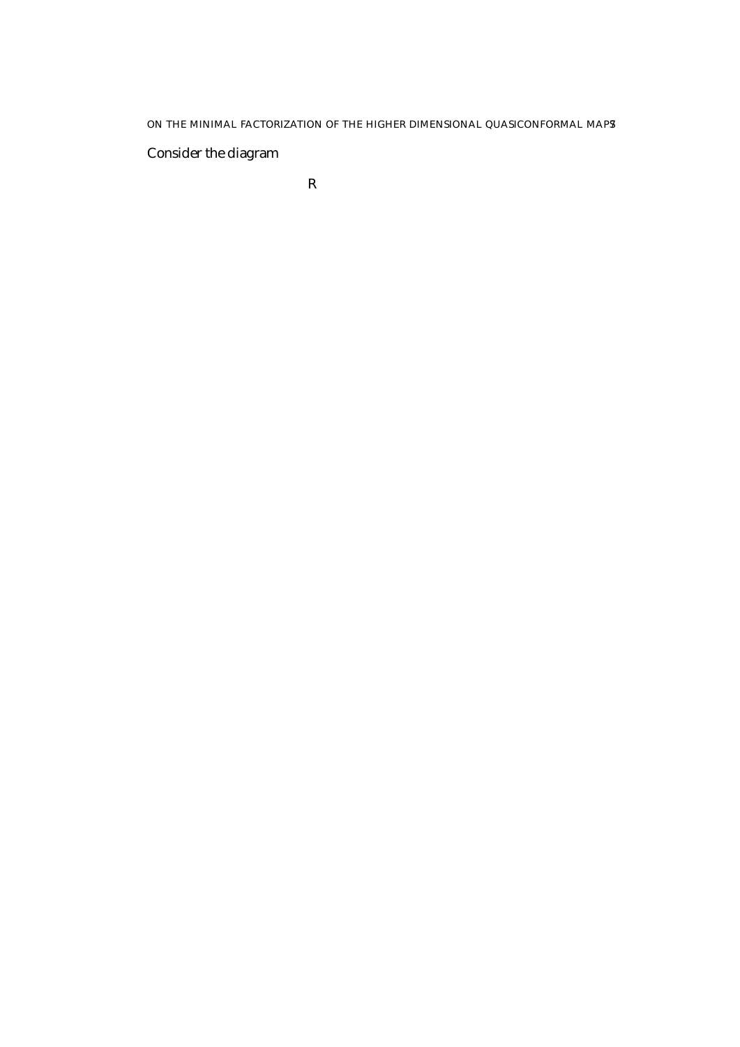Consider the diagram

$$\mathbb{R}$$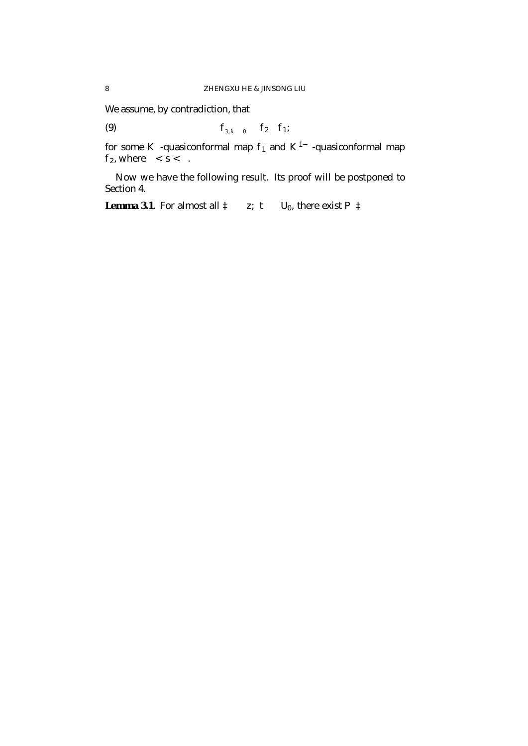We assume, by contradiction, that

$$f_{3,\lambda_0} = f_2 \circ f_1; \tag{9}$$

for some $K$ -quasiconformal map $f_1$ and $K^{1-}$ -quasiconformal map $f_2$, where $< s <$ .

Now we have the following result. Its proof will be postponed to Section 4.

**Lemma 3.1**. For almost all $\ddagger$ $z;\ t$ $U_0$, there exist $P$ $\ddagger$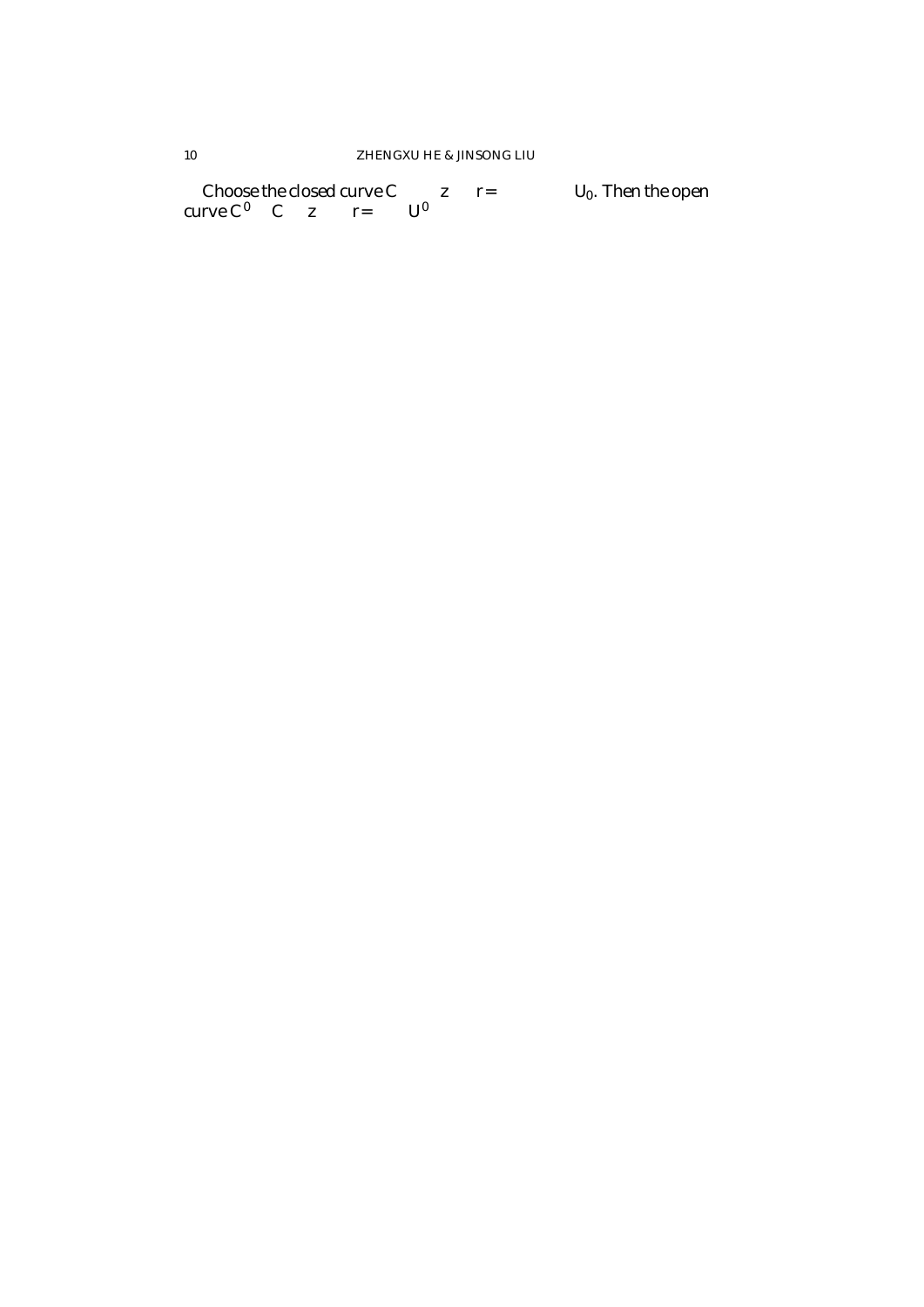Choose the closed curve $C$ $z$ $r =$ $U_0$. Then the open curve $C^0$ $C$ $z$ $r =$ $U^0$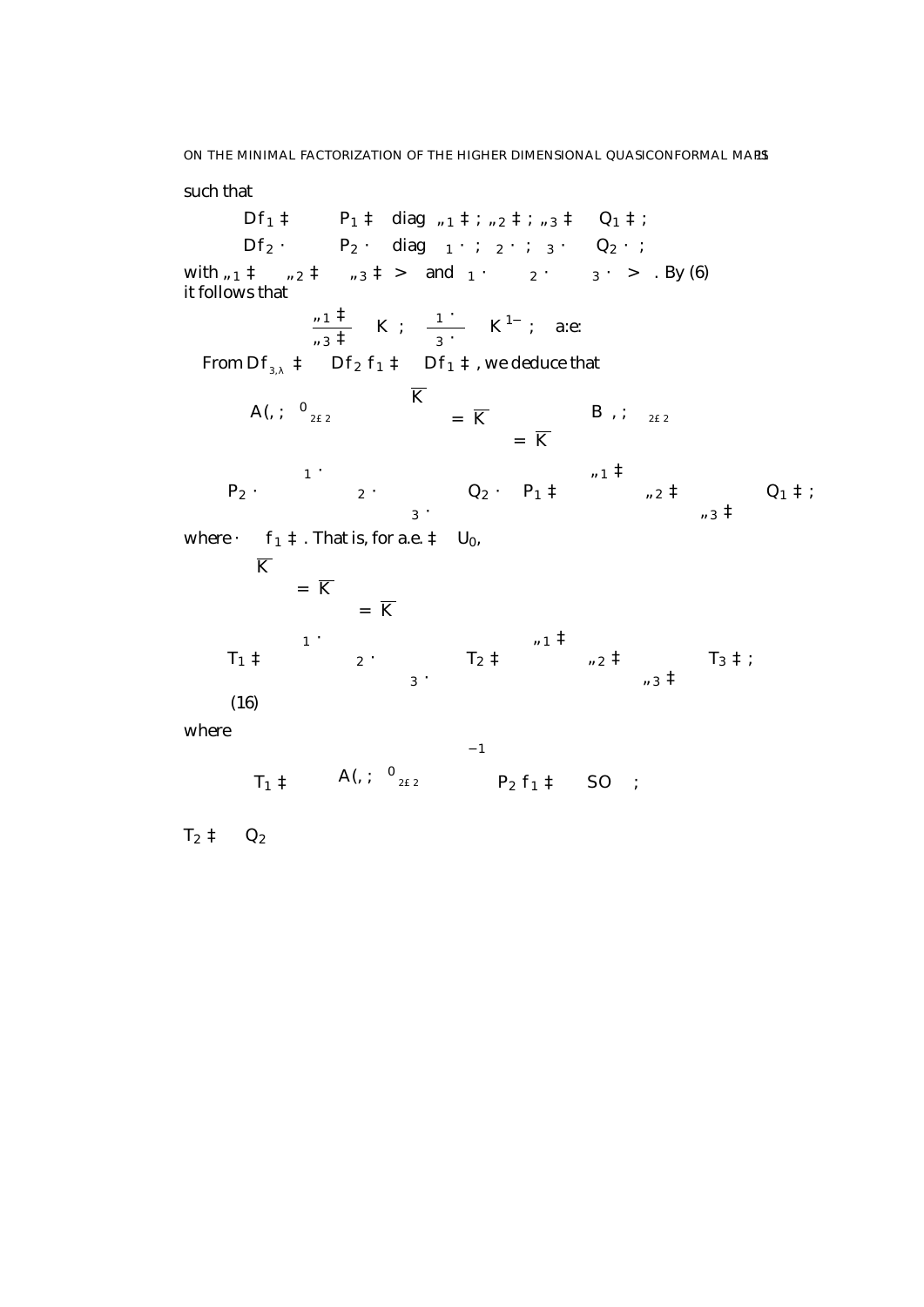such that

$$Df_1\ ‡ \quad P_1\ ‡ \quad \mathrm{diag}\ \ „_1\ ‡\ ;\ „_2\ ‡\ ;\ „_3\ ‡ \quad Q_1\ ‡\ ;$$

$$Df_2\ \cdot \quad P_2\ \cdot \quad \mathrm{diag}\ \ {}_1\ \cdot\ ;\ {}_2\ \cdot\ ;\ {}_3\ \cdot \quad Q_2\ \cdot\ ;$$

with $„_1\ ‡ \quad „_2\ ‡ \quad „_3\ ‡\ >$ and ${}_1\ \cdot \quad {}_2\ \cdot \quad {}_3\ \cdot\ >$ . By (6) it follows that

$$\frac{„_1\ ‡}{„_3\ ‡} \quad K\ ; \quad \frac{{}_1\ \cdot}{{}_3\ \cdot} \quad K^{1-}\ ; \quad \text{a:e:}$$

From $Df_{3,\lambda}\ ‡ \quad Df_2\ f_1\ ‡ \quad Df_1\ ‡$ , we deduce that

$$A(,\ ;\ \ {}^{0}{}_{2\pounds 2} \qquad \overline{K} \quad = \overline{K} \quad = \overline{K} \qquad B\ \ ,\ ;\ \ {}_{2\pounds 2}$$

$$P_2\ \cdot \quad {}_1\ \cdot \quad {}_2\ \cdot \quad {}_3\ \cdot \quad Q_2\ \cdot \quad P_1\ ‡ \quad „_1\ ‡ \quad „_2\ ‡ \quad „_3\ ‡ \quad Q_1\ ‡\ ;$$

where $\cdot \quad f_1\ ‡$ . That is, for a.e. $‡ \quad U_0$,

$$\overline{K} \quad = \overline{K} \quad = \overline{K}$$

$$T_1\ ‡ \quad {}_1\ \cdot \quad {}_2\ \cdot \quad {}_3\ \cdot \quad T_2\ ‡ \quad „_1\ ‡ \quad „_2\ ‡ \quad „_3\ ‡ \quad T_3\ ‡\ ; \tag{16}$$

where

$$T_1\ ‡ \qquad A(,\ ;\ \ {}^{0}{}_{2\pounds 2} \quad {}^{-1} \qquad P_2\ f_1\ ‡ \qquad SO\ \ ;$$

$T_2\ ‡ \quad Q_2$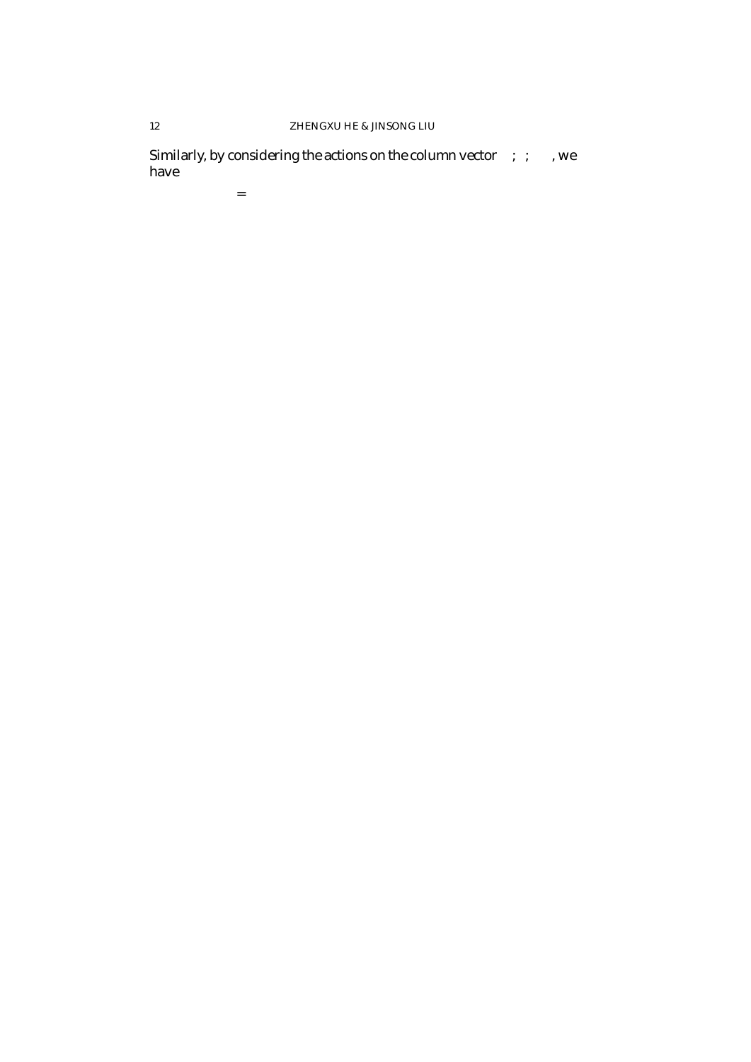Similarly, by considering the actions on the column vector ; ; , we have

=